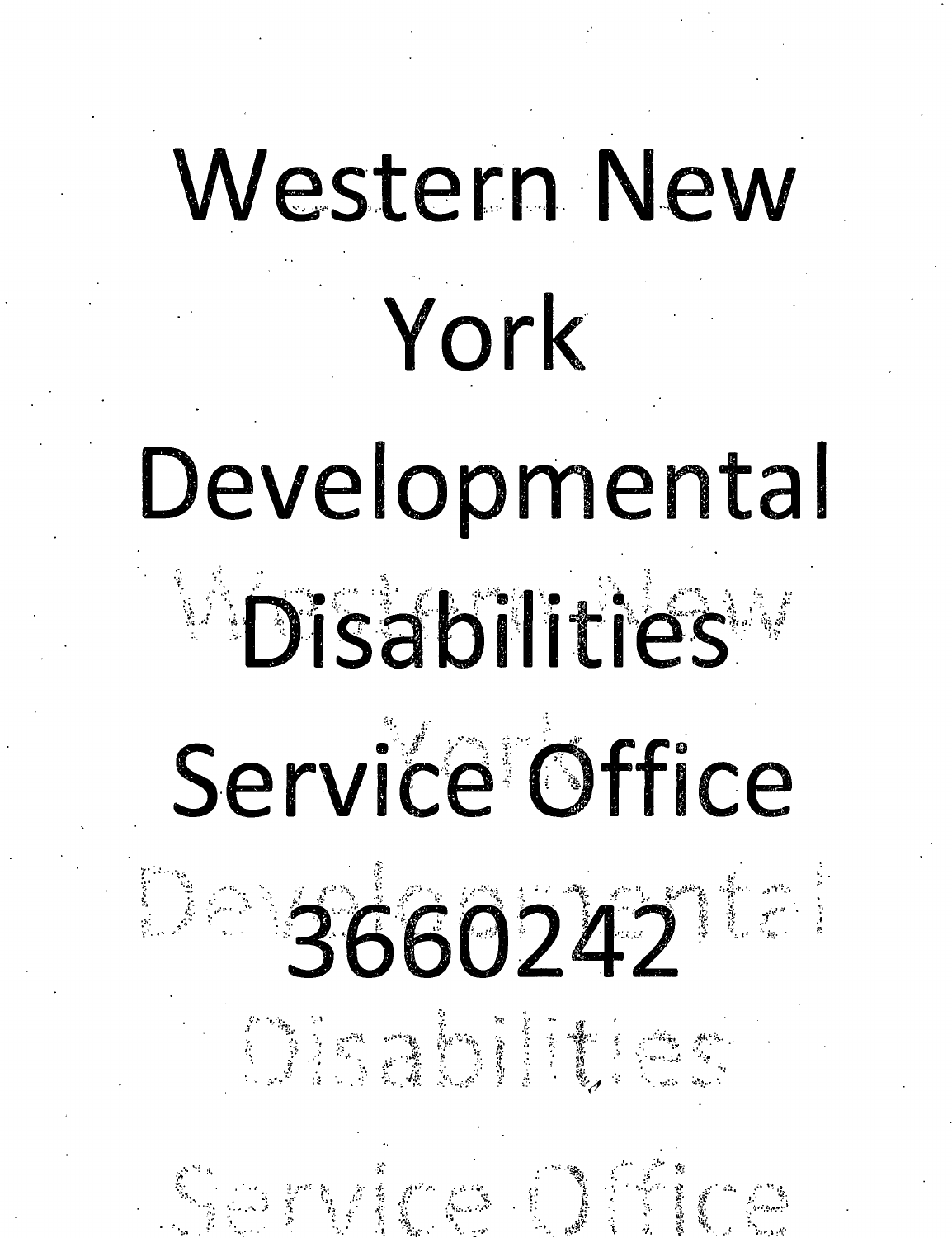# Western New York Developmental Disabilities Service Office

# 3660242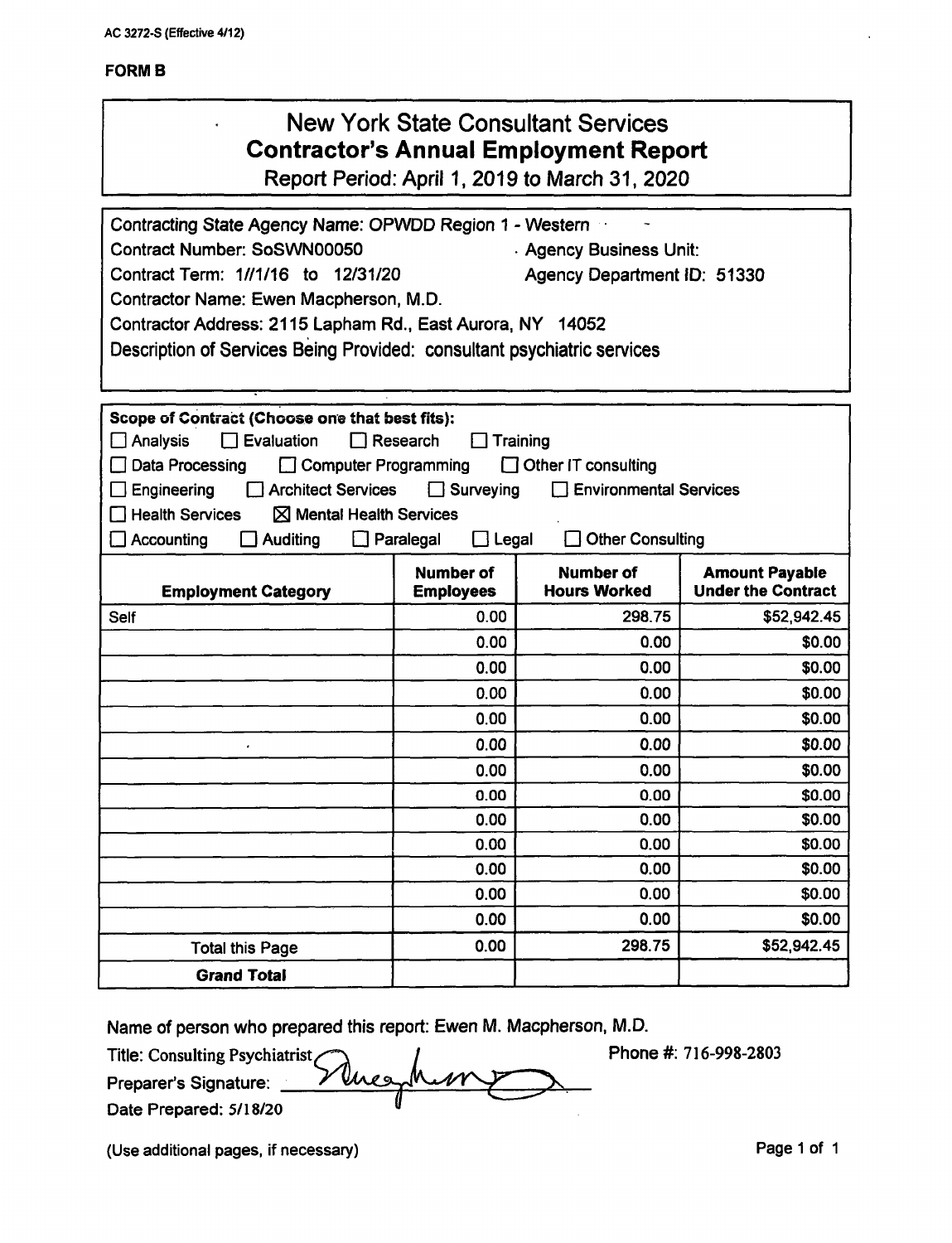AC 3272-S (Effective 4/12)

**FORM B**

# New York State Consultant Services
## Contractor's Annual Employment Report
Report Period: April 1, 2019 to March 31, 2020

Contracting State Agency Name: OPWDD Region 1 - Western
Contract Number: SoSWN00050 Agency Business Unit:
Contract Term: 1//1/16 to 12/31/20 Agency Department ID: 51330
Contractor Name: Ewen Macpherson, M.D.
Contractor Address: 2115 Lapham Rd., East Aurora, NY 14052
Description of Services Being Provided: consultant psychiatric services

**Scope of Contract (Choose one that best fits):**

☐ Analysis ☐ Evaluation ☐ Research ☐ Training
☐ Data Processing ☐ Computer Programming ☐ Other IT consulting
☐ Engineering ☐ Architect Services ☐ Surveying ☐ Environmental Services
☐ Health Services ☒ Mental Health Services
☐ Accounting ☐ Auditing ☐ Paralegal ☐ Legal ☐ Other Consulting

| Employment Category | Number of Employees | Number of Hours Worked | Amount Payable Under the Contract |
|---|---|---|---|
| Self | 0.00 | 298.75 | $52,942.45 |
| | 0.00 | 0.00 | $0.00 |
| | 0.00 | 0.00 | $0.00 |
| | 0.00 | 0.00 | $0.00 |
| | 0.00 | 0.00 | $0.00 |
| | 0.00 | 0.00 | $0.00 |
| | 0.00 | 0.00 | $0.00 |
| | 0.00 | 0.00 | $0.00 |
| | 0.00 | 0.00 | $0.00 |
| | 0.00 | 0.00 | $0.00 |
| | 0.00 | 0.00 | $0.00 |
| | 0.00 | 0.00 | $0.00 |
| | 0.00 | 0.00 | $0.00 |
| Total this Page | 0.00 | 298.75 | $52,942.45 |
| **Grand Total** | | | |

Name of person who prepared this report: Ewen M. Macpherson, M.D.
Title: Consulting Psychiatrist Phone #: 716-998-2803
Preparer's Signature:
Date Prepared: 5/18/20

(Use additional pages, if necessary)